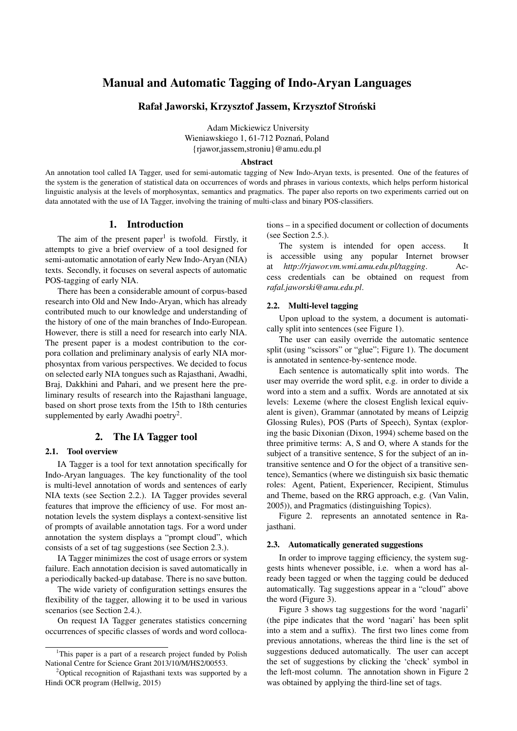# Manual and Automatic Tagging of Indo-Aryan Languages

**Rafał Jaworski, Krzysztof Jassem, Krzysztof Stroński**

Adam Mickiewicz University
Wieniawskiego 1, 61-712 Poznań, Poland
{rjawor,jassem,stroniu}@amu.edu.pl

### Abstract

An annotation tool called IA Tagger, used for semi-automatic tagging of New Indo-Aryan texts, is presented. One of the features of the system is the generation of statistical data on occurrences of words and phrases in various contexts, which helps perform historical linguistic analysis at the levels of morphosyntax, semantics and pragmatics. The paper also reports on two experiments carried out on data annotated with the use of IA Tagger, involving the training of multi-class and binary POS-classifiers.

## 1. Introduction

The aim of the present paper[1] is twofold. Firstly, it attempts to give a brief overview of a tool designed for semi-automatic annotation of early New Indo-Aryan (NIA) texts. Secondly, it focuses on several aspects of automatic POS-tagging of early NIA.

There has been a considerable amount of corpus-based research into Old and New Indo-Aryan, which has already contributed much to our knowledge and understanding of the history of one of the main branches of Indo-European. However, there is still a need for research into early NIA. The present paper is a modest contribution to the corpora collation and preliminary analysis of early NIA morphosyntax from various perspectives. We decided to focus on selected early NIA tongues such as Rajasthani, Awadhi, Braj, Dakkhini and Pahari, and we present here the preliminary results of research into the Rajasthani language, based on short prose texts from the 15th to 18th centuries supplemented by early Awadhi poetry[2].

## 2. The IA Tagger tool

### 2.1. Tool overview

IA Tagger is a tool for text annotation specifically for Indo-Aryan languages. The key functionality of the tool is multi-level annotation of words and sentences of early NIA texts (see Section 2.2.). IA Tagger provides several features that improve the efficiency of use. For most annotation levels the system displays a context-sensitive list of prompts of available annotation tags. For a word under annotation the system displays a "prompt cloud", which consists of a set of tag suggestions (see Section 2.3.).

IA Tagger minimizes the cost of usage errors or system failure. Each annotation decision is saved automatically in a periodically backed-up database. There is no save button.

The wide variety of configuration settings ensures the flexibility of the tagger, allowing it to be used in various scenarios (see Section 2.4.).

On request IA Tagger generates statistics concerning occurrences of specific classes of words and word collocations – in a specified document or collection of documents (see Section 2.5.).

The system is intended for open access. It is accessible using any popular Internet browser at *http://rjawor.vm.wmi.amu.edu.pl/tagging*. Access credentials can be obtained on request from *rafal.jaworski@amu.edu.pl*.

### 2.2. Multi-level tagging

Upon upload to the system, a document is automatically split into sentences (see Figure 1).

The user can easily override the automatic sentence split (using "scissors" or "glue"; Figure 1). The document is annotated in sentence-by-sentence mode.

Each sentence is automatically split into words. The user may override the word split, e.g. in order to divide a word into a stem and a suffix. Words are annotated at six levels: Lexeme (where the closest English lexical equivalent is given), Grammar (annotated by means of Leipzig Glossing Rules), POS (Parts of Speech), Syntax (exploring the basic Dixonian (Dixon, 1994) scheme based on the three primitive terms: A, S and O, where A stands for the subject of a transitive sentence, S for the subject of an intransitive sentence and O for the object of a transitive sentence), Semantics (where we distinguish six basic thematic roles: Agent, Patient, Experiencer, Recipient, Stimulus and Theme, based on the RRG approach, e.g. (Van Valin, 2005)), and Pragmatics (distinguishing Topics).

Figure 2. represents an annotated sentence in Rajasthani.

### 2.3. Automatically generated suggestions

In order to improve tagging efficiency, the system suggests hints whenever possible, i.e. when a word has already been tagged or when the tagging could be deduced automatically. Tag suggestions appear in a "cloud" above the word (Figure 3).

Figure 3 shows tag suggestions for the word 'nagar|i' (the pipe indicates that the word 'nagari' has been split into a stem and a suffix). The first two lines come from previous annotations, whereas the third line is the set of suggestions deduced automatically. The user can accept the set of suggestions by clicking the 'check' symbol in the left-most column. The annotation shown in Figure 2 was obtained by applying the third-line set of tags.

---

[1] This paper is a part of a research project funded by Polish National Centre for Science Grant 2013/10/M/HS2/00553.

[2] Optical recognition of Rajasthani texts was supported by a Hindi OCR program (Hellwig, 2015)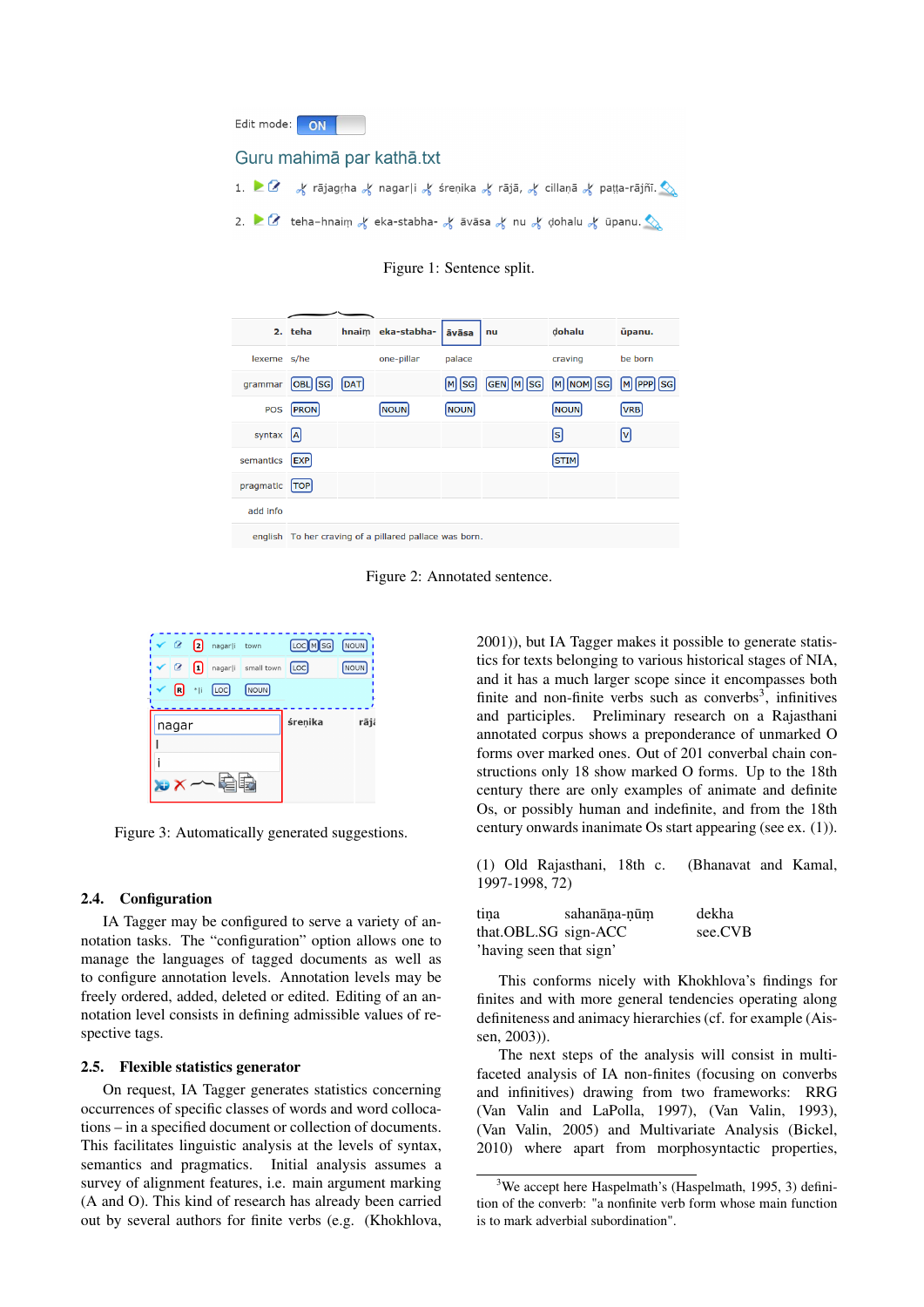Figure 1: Sentence split.

Figure 2: Annotated sentence.

Figure 3: Automatically generated suggestions.

### 2.4. Configuration

IA Tagger may be configured to serve a variety of annotation tasks. The "configuration" option allows one to manage the languages of tagged documents as well as to configure annotation levels. Annotation levels may be freely ordered, added, deleted or edited. Editing of an annotation level consists in defining admissible values of respective tags.

### 2.5. Flexible statistics generator

On request, IA Tagger generates statistics concerning occurrences of specific classes of words and word collocations – in a specified document or collection of documents. This facilitates linguistic analysis at the levels of syntax, semantics and pragmatics. Initial analysis assumes a survey of alignment features, i.e. main argument marking (A and O). This kind of research has already been carried out by several authors for finite verbs (e.g. (Khokhlova, 2001)), but IA Tagger makes it possible to generate statistics for texts belonging to various historical stages of NIA, and it has a much larger scope since it encompasses both finite and non-finite verbs such as converbs[3], infinitives and participles. Preliminary research on a Rajasthani annotated corpus shows a preponderance of unmarked O forms over marked ones. Out of 201 converbal chain constructions only 18 show marked O forms. Up to the 18th century there are only examples of animate and definite Os, or possibly human and indefinite, and from the 18th century onwards inanimate Os start appearing (see ex. (1)).

(1) Old Rajasthani, 18th c. (Bhanavat and Kamal, 1997-1998, 72)

| tiṇa | sahanāṇa-ṇūṃ | dekha |
|---|---|---|
| that.OBL.SG | sign-ACC | see.CVB |

'having seen that sign'

This conforms nicely with Khokhlova's findings for finites and with more general tendencies operating along definiteness and animacy hierarchies (cf. for example (Aissen, 2003)).

The next steps of the analysis will consist in multi-faceted analysis of IA non-finites (focusing on converbs and infinitives) drawing from two frameworks: RRG (Van Valin and LaPolla, 1997), (Van Valin, 1993), (Van Valin, 2005) and Multivariate Analysis (Bickel, 2010) where apart from morphosyntactic properties,

[3] We accept here Haspelmath's (Haspelmath, 1995, 3) definition of the converb: "a nonfinite verb form whose main function is to mark adverbial subordination".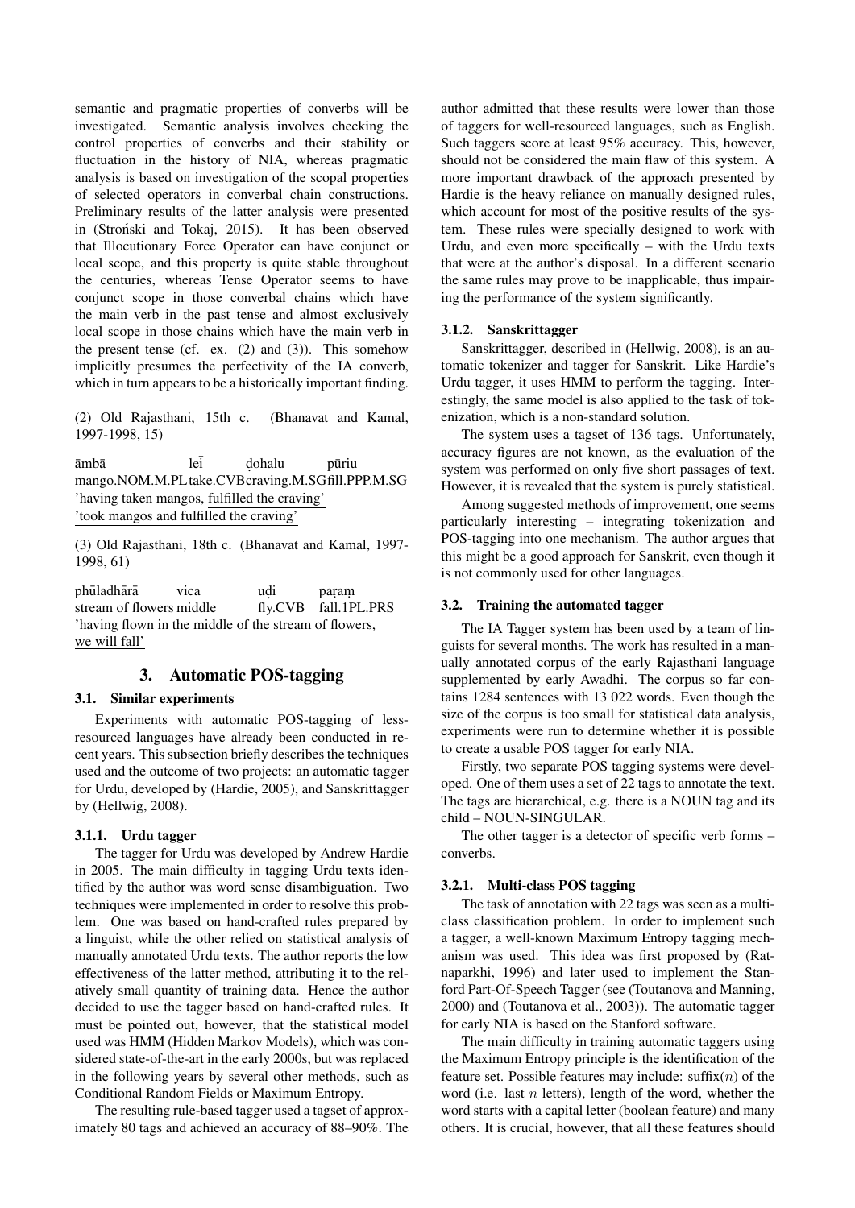semantic and pragmatic properties of converbs will be investigated. Semantic analysis involves checking the control properties of converbs and their stability or fluctuation in the history of NIA, whereas pragmatic analysis is based on investigation of the scopal properties of selected operators in converbal chain constructions. Preliminary results of the latter analysis were presented in (Stroński and Tokaj, 2015). It has been observed that Illocutionary Force Operator can have conjunct or local scope, and this property is quite stable throughout the centuries, whereas Tense Operator seems to have conjunct scope in those converbal chains which have the main verb in the past tense and almost exclusively local scope in those chains which have the main verb in the present tense (cf. ex. (2) and (3)). This somehow implicitly presumes the perfectivity of the IA converb, which in turn appears to be a historically important finding.

(2) Old Rajasthani, 15th c. (Bhanavat and Kamal, 1997-1998, 15)

| āmbā | leī̃ | ḍohalu | pūriu |
|---|---|---|---|
| mango.NOM.M.PL | take.CVB | craving.M.SG | fill.PPP.M.SG |

'having taken mangos, fulfilled the craving'
'took mangos and fulfilled the craving'

(3) Old Rajasthani, 18th c. (Bhanavat and Kamal, 1997-1998, 61)

| phūladhārā | vica | uḍi | paraṃ |
|---|---|---|---|
| stream of flowers | middle | fly.CVB | fall.1PL.PRS |

'having flown in the middle of the stream of flowers, we will fall'

## 3. Automatic POS-tagging

### 3.1. Similar experiments

Experiments with automatic POS-tagging of less-resourced languages have already been conducted in recent years. This subsection briefly describes the techniques used and the outcome of two projects: an automatic tagger for Urdu, developed by (Hardie, 2005), and Sanskrittagger by (Hellwig, 2008).

#### 3.1.1. Urdu tagger

The tagger for Urdu was developed by Andrew Hardie in 2005. The main difficulty in tagging Urdu texts identified by the author was word sense disambiguation. Two techniques were implemented in order to resolve this problem. One was based on hand-crafted rules prepared by a linguist, while the other relied on statistical analysis of manually annotated Urdu texts. The author reports the low effectiveness of the latter method, attributing it to the relatively small quantity of training data. Hence the author decided to use the tagger based on hand-crafted rules. It must be pointed out, however, that the statistical model used was HMM (Hidden Markov Models), which was considered state-of-the-art in the early 2000s, but was replaced in the following years by several other methods, such as Conditional Random Fields or Maximum Entropy.

The resulting rule-based tagger used a tagset of approximately 80 tags and achieved an accuracy of 88–90%. The author admitted that these results were lower than those of taggers for well-resourced languages, such as English. Such taggers score at least 95% accuracy. This, however, should not be considered the main flaw of this system. A more important drawback of the approach presented by Hardie is the heavy reliance on manually designed rules, which account for most of the positive results of the system. These rules were specially designed to work with Urdu, and even more specifically – with the Urdu texts that were at the author's disposal. In a different scenario the same rules may prove to be inapplicable, thus impairing the performance of the system significantly.

#### 3.1.2. Sanskrittagger

Sanskrittagger, described in (Hellwig, 2008), is an automatic tokenizer and tagger for Sanskrit. Like Hardie's Urdu tagger, it uses HMM to perform the tagging. Interestingly, the same model is also applied to the task of tokenization, which is a non-standard solution.

The system uses a tagset of 136 tags. Unfortunately, accuracy figures are not known, as the evaluation of the system was performed on only five short passages of text. However, it is revealed that the system is purely statistical.

Among suggested methods of improvement, one seems particularly interesting – integrating tokenization and POS-tagging into one mechanism. The author argues that this might be a good approach for Sanskrit, even though it is not commonly used for other languages.

### 3.2. Training the automated tagger

The IA Tagger system has been used by a team of linguists for several months. The work has resulted in a manually annotated corpus of the early Rajasthani language supplemented by early Awadhi. The corpus so far contains 1284 sentences with 13 022 words. Even though the size of the corpus is too small for statistical data analysis, experiments were run to determine whether it is possible to create a usable POS tagger for early NIA.

Firstly, two separate POS tagging systems were developed. One of them uses a set of 22 tags to annotate the text. The tags are hierarchical, e.g. there is a NOUN tag and its child – NOUN-SINGULAR.

The other tagger is a detector of specific verb forms – converbs.

#### 3.2.1. Multi-class POS tagging

The task of annotation with 22 tags was seen as a multi-class classification problem. In order to implement such a tagger, a well-known Maximum Entropy tagging mechanism was used. This idea was first proposed by (Ratnaparkhi, 1996) and later used to implement the Stanford Part-Of-Speech Tagger (see (Toutanova and Manning, 2000) and (Toutanova et al., 2003)). The automatic tagger for early NIA is based on the Stanford software.

The main difficulty in training automatic taggers using the Maximum Entropy principle is the identification of the feature set. Possible features may include: suffix($n$) of the word (i.e. last $n$ letters), length of the word, whether the word starts with a capital letter (boolean feature) and many others. It is crucial, however, that all these features should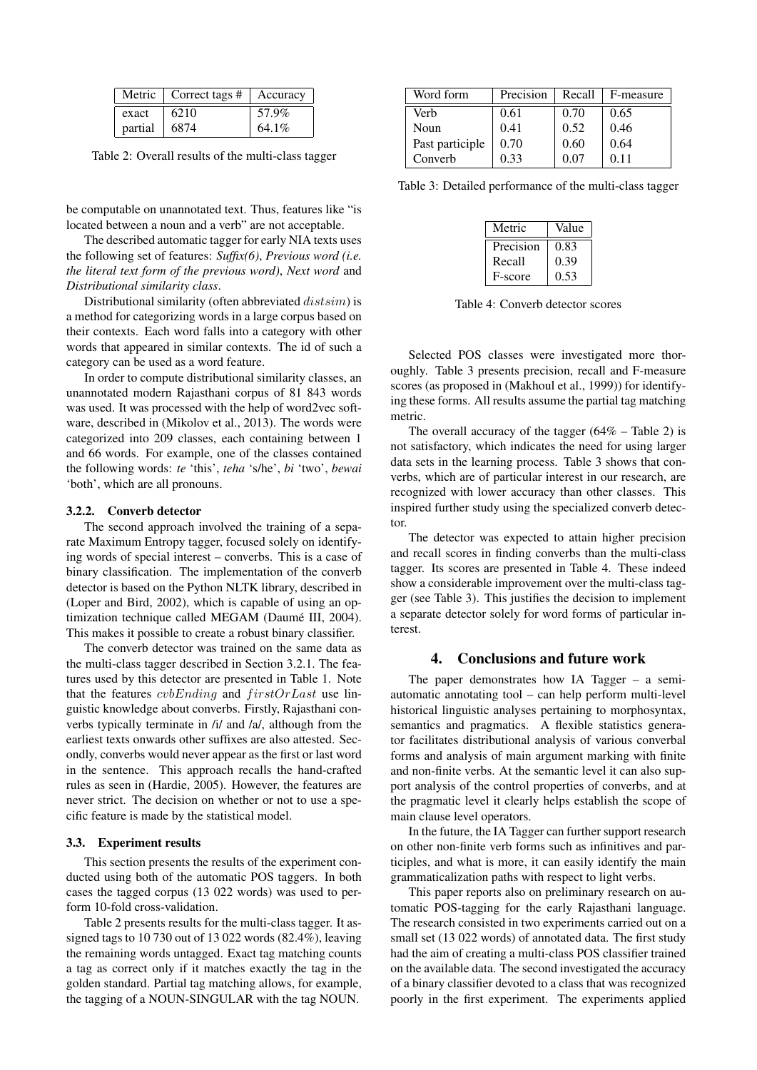| Metric | Correct tags # | Accuracy |
|---|---|---|
| exact | 6210 | 57.9% |
| partial | 6874 | 64.1% |

Table 2: Overall results of the multi-class tagger

be computable on unannotated text. Thus, features like "is located between a noun and a verb" are not acceptable.

The described automatic tagger for early NIA texts uses the following set of features: *Suffix(6)*, *Previous word (i.e. the literal text form of the previous word)*, *Next word* and *Distributional similarity class*.

Distributional similarity (often abbreviated $distsim$) is a method for categorizing words in a large corpus based on their contexts. Each word falls into a category with other words that appeared in similar contexts. The id of such a category can be used as a word feature.

In order to compute distributional similarity classes, an unannotated modern Rajasthani corpus of 81 843 words was used. It was processed with the help of word2vec software, described in (Mikolov et al., 2013). The words were categorized into 209 classes, each containing between 1 and 66 words. For example, one of the classes contained the following words: *te* 'this', *teha* 's/he', *bi* 'two', *bewai* 'both', which are all pronouns.

#### 3.2.2. Converb detector

The second approach involved the training of a separate Maximum Entropy tagger, focused solely on identifying words of special interest – converbs. This is a case of binary classification. The implementation of the converb detector is based on the Python NLTK library, described in (Loper and Bird, 2002), which is capable of using an optimization technique called MEGAM (Daumé III, 2004). This makes it possible to create a robust binary classifier.

The converb detector was trained on the same data as the multi-class tagger described in Section 3.2.1. The features used by this detector are presented in Table 1. Note that the features $cvbEnding$ and $firstOrLast$ use linguistic knowledge about converbs. Firstly, Rajasthani converbs typically terminate in /i/ and /a/, although from the earliest texts onwards other suffixes are also attested. Secondly, converbs would never appear as the first or last word in the sentence. This approach recalls the hand-crafted rules as seen in (Hardie, 2005). However, the features are never strict. The decision on whether or not to use a specific feature is made by the statistical model.

### 3.3. Experiment results

This section presents the results of the experiment conducted using both of the automatic POS taggers. In both cases the tagged corpus (13 022 words) was used to perform 10-fold cross-validation.

Table 2 presents results for the multi-class tagger. It assigned tags to 10 730 out of 13 022 words (82.4%), leaving the remaining words untagged. Exact tag matching counts a tag as correct only if it matches exactly the tag in the golden standard. Partial tag matching allows, for example, the tagging of a NOUN-SINGULAR with the tag NOUN.

| Word form | Precision | Recall | F-measure |
|---|---|---|---|
| Verb | 0.61 | 0.70 | 0.65 |
| Noun | 0.41 | 0.52 | 0.46 |
| Past participle | 0.70 | 0.60 | 0.64 |
| Converb | 0.33 | 0.07 | 0.11 |

Table 3: Detailed performance of the multi-class tagger

| Metric | Value |
|---|---|
| Precision | 0.83 |
| Recall | 0.39 |
| F-score | 0.53 |

Table 4: Converb detector scores

Selected POS classes were investigated more thoroughly. Table 3 presents precision, recall and F-measure scores (as proposed in (Makhoul et al., 1999)) for identifying these forms. All results assume the partial tag matching metric.

The overall accuracy of the tagger (64% – Table 2) is not satisfactory, which indicates the need for using larger data sets in the learning process. Table 3 shows that converbs, which are of particular interest in our research, are recognized with lower accuracy than other classes. This inspired further study using the specialized converb detector.

The detector was expected to attain higher precision and recall scores in finding converbs than the multi-class tagger. Its scores are presented in Table 4. These indeed show a considerable improvement over the multi-class tagger (see Table 3). This justifies the decision to implement a separate detector solely for word forms of particular interest.

## 4. Conclusions and future work

The paper demonstrates how IA Tagger – a semi-automatic annotating tool – can help perform multi-level historical linguistic analyses pertaining to morphosyntax, semantics and pragmatics. A flexible statistics generator facilitates distributional analysis of various converbal forms and analysis of main argument marking with finite and non-finite verbs. At the semantic level it can also support analysis of the control properties of converbs, and at the pragmatic level it clearly helps establish the scope of main clause level operators.

In the future, the IA Tagger can further support research on other non-finite verb forms such as infinitives and participles, and what is more, it can easily identify the main grammaticalization paths with respect to light verbs.

This paper reports also on preliminary research on automatic POS-tagging for the early Rajasthani language. The research consisted in two experiments carried out on a small set (13 022 words) of annotated data. The first study had the aim of creating a multi-class POS classifier trained on the available data. The second investigated the accuracy of a binary classifier devoted to a class that was recognized poorly in the first experiment. The experiments applied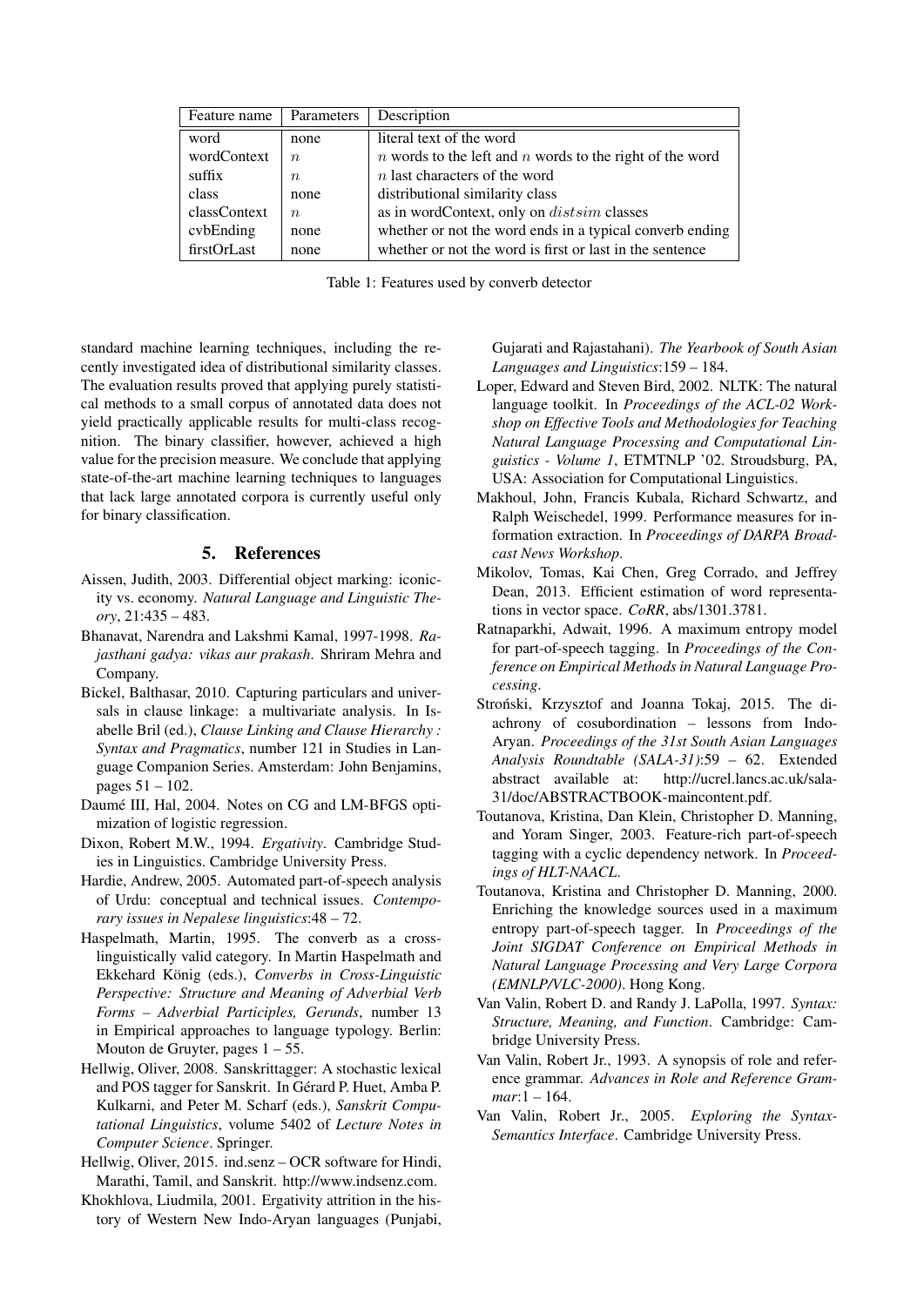| Feature name | Parameters | Description |
|---|---|---|
| word | none | literal text of the word |
| wordContext | $n$ | $n$ words to the left and $n$ words to the right of the word |
| suffix | $n$ | $n$ last characters of the word |
| class | none | distributional similarity class |
| classContext | $n$ | as in wordContext, only on $distsim$ classes |
| cvbEnding | none | whether or not the word ends in a typical converb ending |
| firstOrLast | none | whether or not the word is first or last in the sentence |

Table 1: Features used by converb detector

standard machine learning techniques, including the recently investigated idea of distributional similarity classes. The evaluation results proved that applying purely statistical methods to a small corpus of annotated data does not yield practically applicable results for multi-class recognition. The binary classifier, however, achieved a high value for the precision measure. We conclude that applying state-of-the-art machine learning techniques to languages that lack large annotated corpora is currently useful only for binary classification.

## 5. References

Aissen, Judith, 2003. Differential object marking: iconicity vs. economy. *Natural Language and Linguistic Theory*, 21:435 – 483.

Bhanavat, Narendra and Lakshmi Kamal, 1997-1998. *Rajasthani gadya: vikas aur prakash*. Shriram Mehra and Company.

Bickel, Balthasar, 2010. Capturing particulars and universals in clause linkage: a multivariate analysis. In Isabelle Bril (ed.), *Clause Linking and Clause Hierarchy : Syntax and Pragmatics*, number 121 in Studies in Language Companion Series. Amsterdam: John Benjamins, pages 51 – 102.

Daumé III, Hal, 2004. Notes on CG and LM-BFGS optimization of logistic regression.

Dixon, Robert M.W., 1994. *Ergativity*. Cambridge Studies in Linguistics. Cambridge University Press.

Hardie, Andrew, 2005. Automated part-of-speech analysis of Urdu: conceptual and technical issues. *Contemporary issues in Nepalese linguistics*:48 – 72.

Haspelmath, Martin, 1995. The converb as a cross-linguistically valid category. In Martin Haspelmath and Ekkehard König (eds.), *Converbs in Cross-Linguistic Perspective: Structure and Meaning of Adverbial Verb Forms – Adverbial Participles, Gerunds*, number 13 in Empirical approaches to language typology. Berlin: Mouton de Gruyter, pages 1 – 55.

Hellwig, Oliver, 2008. Sanskrittagger: A stochastic lexical and POS tagger for Sanskrit. In Gérard P. Huet, Amba P. Kulkarni, and Peter M. Scharf (eds.), *Sanskrit Computational Linguistics*, volume 5402 of *Lecture Notes in Computer Science*. Springer.

Hellwig, Oliver, 2015. ind.senz – OCR software for Hindi, Marathi, Tamil, and Sanskrit. http://www.indsenz.com.

Khokhlova, Liudmila, 2001. Ergativity attrition in the history of Western New Indo-Aryan languages (Punjabi, Gujarati and Rajastahani). *The Yearbook of South Asian Languages and Linguistics*:159 – 184.

Loper, Edward and Steven Bird, 2002. NLTK: The natural language toolkit. In *Proceedings of the ACL-02 Workshop on Effective Tools and Methodologies for Teaching Natural Language Processing and Computational Linguistics - Volume 1*, ETMTNLP '02. Stroudsburg, PA, USA: Association for Computational Linguistics.

Makhoul, John, Francis Kubala, Richard Schwartz, and Ralph Weischedel, 1999. Performance measures for information extraction. In *Proceedings of DARPA Broadcast News Workshop*.

Mikolov, Tomas, Kai Chen, Greg Corrado, and Jeffrey Dean, 2013. Efficient estimation of word representations in vector space. *CoRR*, abs/1301.3781.

Ratnaparkhi, Adwait, 1996. A maximum entropy model for part-of-speech tagging. In *Proceedings of the Conference on Empirical Methods in Natural Language Processing*.

Stroński, Krzysztof and Joanna Tokaj, 2015. The diachrony of cosubordination – lessons from Indo-Aryan. *Proceedings of the 31st South Asian Languages Analysis Roundtable (SALA-31)*:59 – 62. Extended abstract available at: http://ucrel.lancs.ac.uk/sala-31/doc/ABSTRACTBOOK-maincontent.pdf.

Toutanova, Kristina, Dan Klein, Christopher D. Manning, and Yoram Singer, 2003. Feature-rich part-of-speech tagging with a cyclic dependency network. In *Proceedings of HLT-NAACL*.

Toutanova, Kristina and Christopher D. Manning, 2000. Enriching the knowledge sources used in a maximum entropy part-of-speech tagger. In *Proceedings of the Joint SIGDAT Conference on Empirical Methods in Natural Language Processing and Very Large Corpora (EMNLP/VLC-2000)*. Hong Kong.

Van Valin, Robert D. and Randy J. LaPolla, 1997. *Syntax: Structure, Meaning, and Function*. Cambridge: Cambridge University Press.

Van Valin, Robert Jr., 1993. A synopsis of role and reference grammar. *Advances in Role and Reference Grammar*:1 – 164.

Van Valin, Robert Jr., 2005. *Exploring the Syntax-Semantics Interface*. Cambridge University Press.